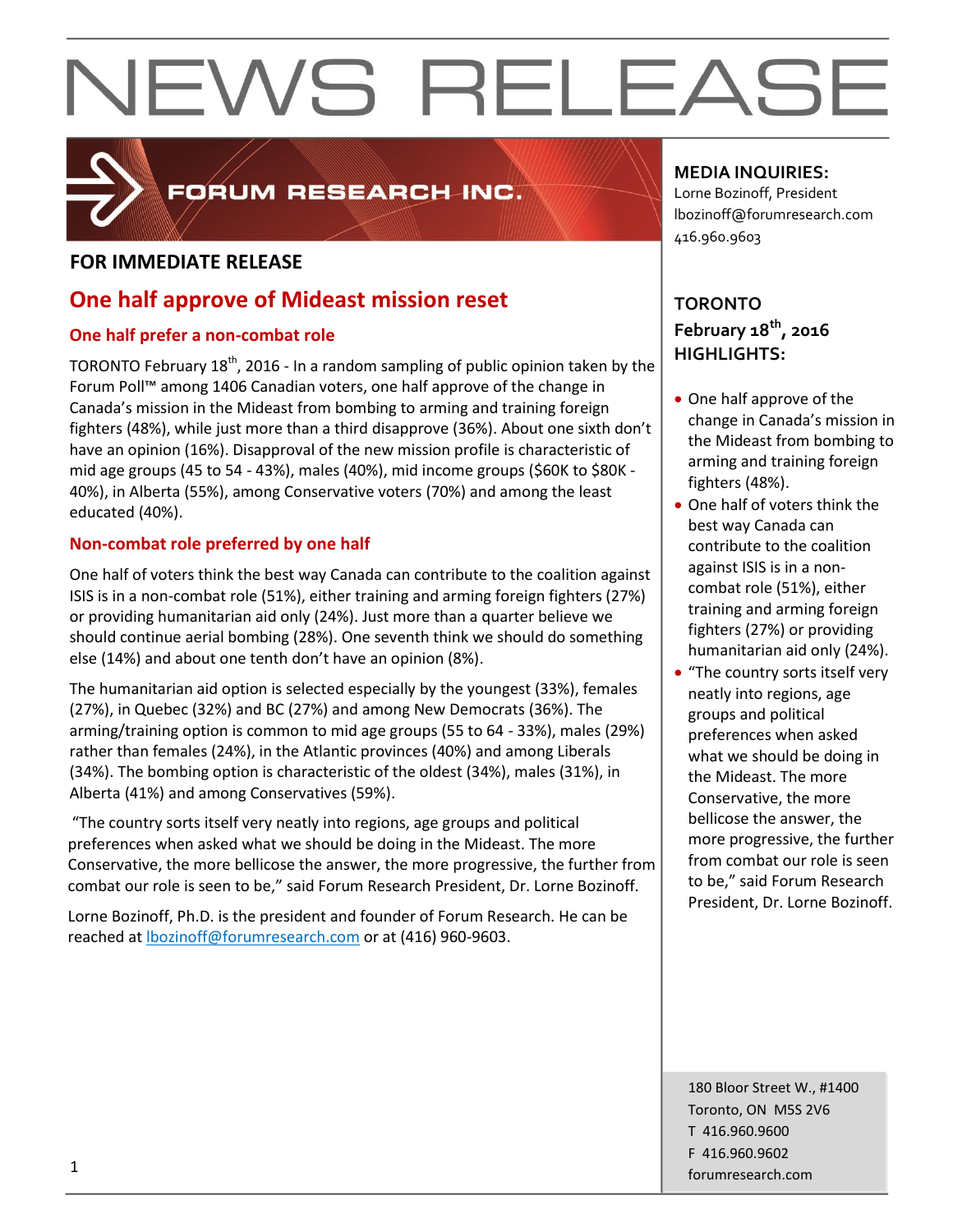# NEWS RELEASE

FORUM RESEARCH INC.

**FOR IMMEDIATE RELEASE**

## One half approve of Mideast mission reset

### One half prefer a non-combat role

TORONTO February 18th, 2016 - In a random sampling of public opinion taken by the Forum Poll™ among 1406 Canadian voters, one half approve of the change in Canada's mission in the Mideast from bombing to arming and training foreign fighters (48%), while just more than a third disapprove (36%). About one sixth don't have an opinion (16%). Disapproval of the new mission profile is characteristic of mid age groups (45 to 54 - 43%), males (40%), mid income groups ($60K to $80K - 40%), in Alberta (55%), among Conservative voters (70%) and among the least educated (40%).

### Non-combat role preferred by one half

One half of voters think the best way Canada can contribute to the coalition against ISIS is in a non-combat role (51%), either training and arming foreign fighters (27%) or providing humanitarian aid only (24%). Just more than a quarter believe we should continue aerial bombing (28%). One seventh think we should do something else (14%) and about one tenth don't have an opinion (8%).

The humanitarian aid option is selected especially by the youngest (33%), females (27%), in Quebec (32%) and BC (27%) and among New Democrats (36%). The arming/training option is common to mid age groups (55 to 64 - 33%), males (29%) rather than females (24%), in the Atlantic provinces (40%) and among Liberals (34%). The bombing option is characteristic of the oldest (34%), males (31%), in Alberta (41%) and among Conservatives (59%).

"The country sorts itself very neatly into regions, age groups and political preferences when asked what we should be doing in the Mideast. The more Conservative, the more bellicose the answer, the more progressive, the further from combat our role is seen to be," said Forum Research President, Dr. Lorne Bozinoff.

Lorne Bozinoff, Ph.D. is the president and founder of Forum Research. He can be reached at lbozinoff@forumresearch.com or at (416) 960-9603.

**MEDIA INQUIRIES:**
Lorne Bozinoff, President
lbozinoff@forumresearch.com
416.960.9603

**TORONTO**
**February 18th, 2016**
**HIGHLIGHTS:**

- One half approve of the change in Canada's mission in the Mideast from bombing to arming and training foreign fighters (48%).
- One half of voters think the best way Canada can contribute to the coalition against ISIS is in a non-combat role (51%), either training and arming foreign fighters (27%) or providing humanitarian aid only (24%).
- "The country sorts itself very neatly into regions, age groups and political preferences when asked what we should be doing in the Mideast. The more Conservative, the more bellicose the answer, the more progressive, the further from combat our role is seen to be," said Forum Research President, Dr. Lorne Bozinoff.

180 Bloor Street W., #1400
Toronto, ON M5S 2V6
T 416.960.9600
F 416.960.9602
forumresearch.com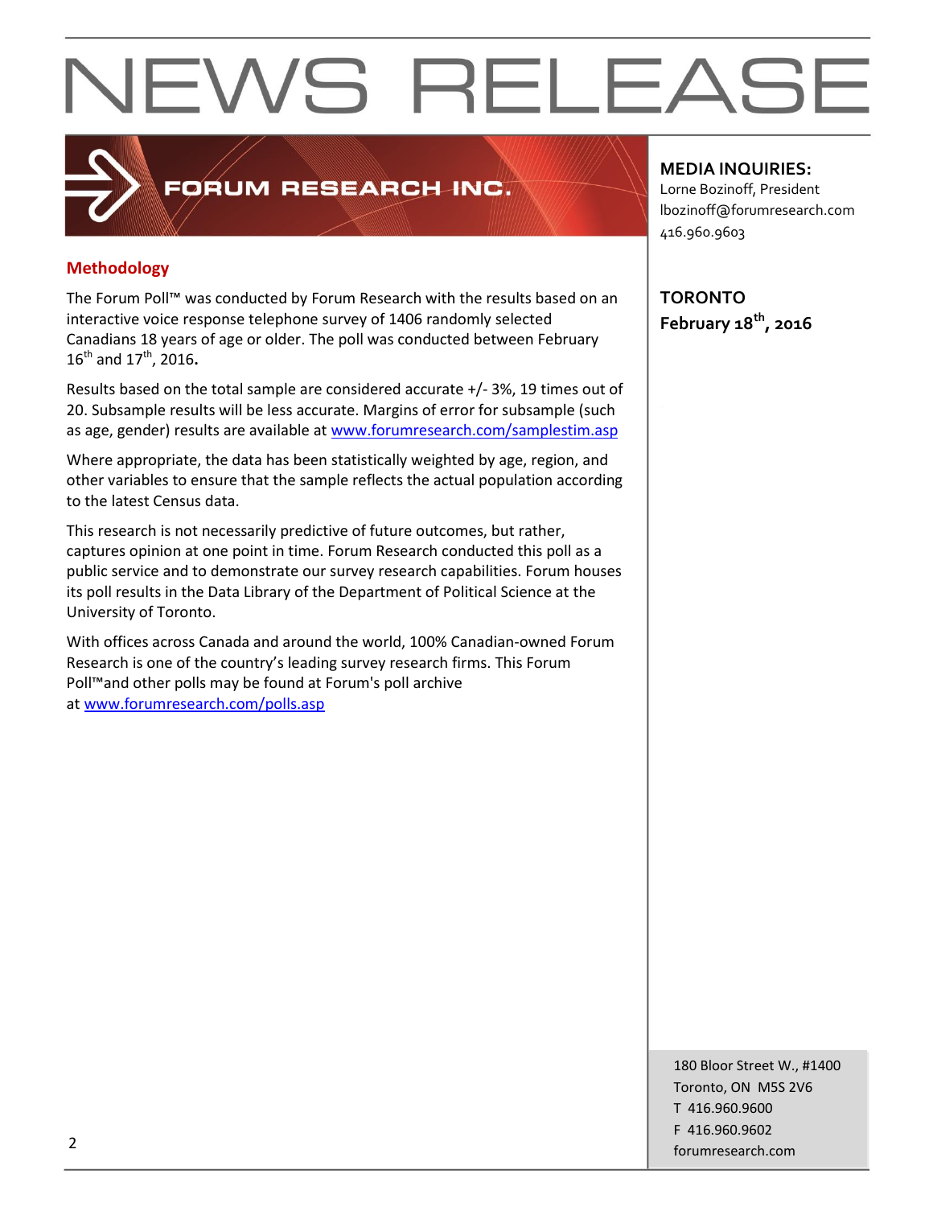# NEWS RELEASE

**FORUM RESEARCH INC.**

**MEDIA INQUIRIES:**
Lorne Bozinoff, President
lbozinoff@forumresearch.com
416.960.9603

**TORONTO**
**February 18th, 2016**

## Methodology

The Forum Poll™ was conducted by Forum Research with the results based on an interactive voice response telephone survey of 1406 randomly selected Canadians 18 years of age or older. The poll was conducted between February 16th and 17th, 2016**.**

Results based on the total sample are considered accurate +/- 3%, 19 times out of 20. Subsample results will be less accurate. Margins of error for subsample (such as age, gender) results are available at [www.forumresearch.com/samplestim.asp](www.forumresearch.com/samplestim.asp)

Where appropriate, the data has been statistically weighted by age, region, and other variables to ensure that the sample reflects the actual population according to the latest Census data.

This research is not necessarily predictive of future outcomes, but rather, captures opinion at one point in time. Forum Research conducted this poll as a public service and to demonstrate our survey research capabilities. Forum houses its poll results in the Data Library of the Department of Political Science at the University of Toronto.

With offices across Canada and around the world, 100% Canadian-owned Forum Research is one of the country's leading survey research firms. This Forum Poll™and other polls may be found at Forum's poll archive at [www.forumresearch.com/polls.asp](www.forumresearch.com/polls.asp)

180 Bloor Street W., #1400
Toronto, ON M5S 2V6
T 416.960.9600
F 416.960.9602
forumresearch.com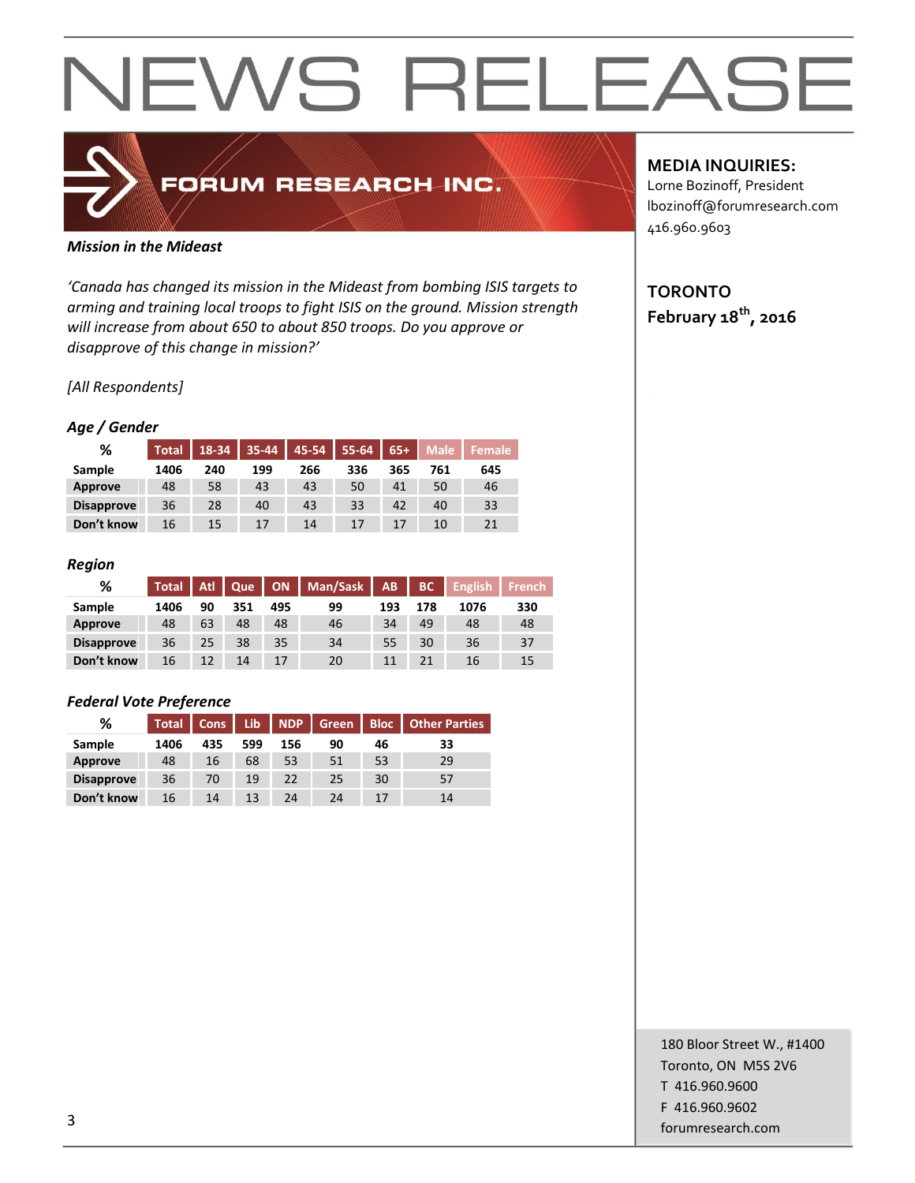# NEWS RELEASE

FORUM RESEARCH INC.

**MEDIA INQUIRIES:**
Lorne Bozinoff, President
lbozinoff@forumresearch.com
416.960.9603

**TORONTO**
**February 18th, 2016**

***Mission in the Mideast***

*'Canada has changed its mission in the Mideast from bombing ISIS targets to arming and training local troops to fight ISIS on the ground. Mission strength will increase from about 650 to about 850 troops. Do you approve or disapprove of this change in mission?'*

*[All Respondents]*

### *Age / Gender*

| % | Total | 18-34 | 35-44 | 45-54 | 55-64 | 65+ | Male | Female |
|---|---|---|---|---|---|---|---|---|
| **Sample** | **1406** | **240** | **199** | **266** | **336** | **365** | **761** | **645** |
| **Approve** | 48 | 58 | 43 | 43 | 50 | 41 | 50 | 46 |
| **Disapprove** | 36 | 28 | 40 | 43 | 33 | 42 | 40 | 33 |
| **Don't know** | 16 | 15 | 17 | 14 | 17 | 17 | 10 | 21 |

### *Region*

| % | Total | Atl | Que | ON | Man/Sask | AB | BC | English | French |
|---|---|---|---|---|---|---|---|---|---|
| **Sample** | **1406** | **90** | **351** | **495** | **99** | **193** | **178** | **1076** | **330** |
| **Approve** | 48 | 63 | 48 | 48 | 46 | 34 | 49 | 48 | 48 |
| **Disapprove** | 36 | 25 | 38 | 35 | 34 | 55 | 30 | 36 | 37 |
| **Don't know** | 16 | 12 | 14 | 17 | 20 | 11 | 21 | 16 | 15 |

### *Federal Vote Preference*

| % | Total | Cons | Lib | NDP | Green | Bloc | Other Parties |
|---|---|---|---|---|---|---|---|
| **Sample** | **1406** | **435** | **599** | **156** | **90** | **46** | **33** |
| **Approve** | 48 | 16 | 68 | 53 | 51 | 53 | 29 |
| **Disapprove** | 36 | 70 | 19 | 22 | 25 | 30 | 57 |
| **Don't know** | 16 | 14 | 13 | 24 | 24 | 17 | 14 |

180 Bloor Street W., #1400
Toronto, ON M5S 2V6
T 416.960.9600
F 416.960.9602
forumresearch.com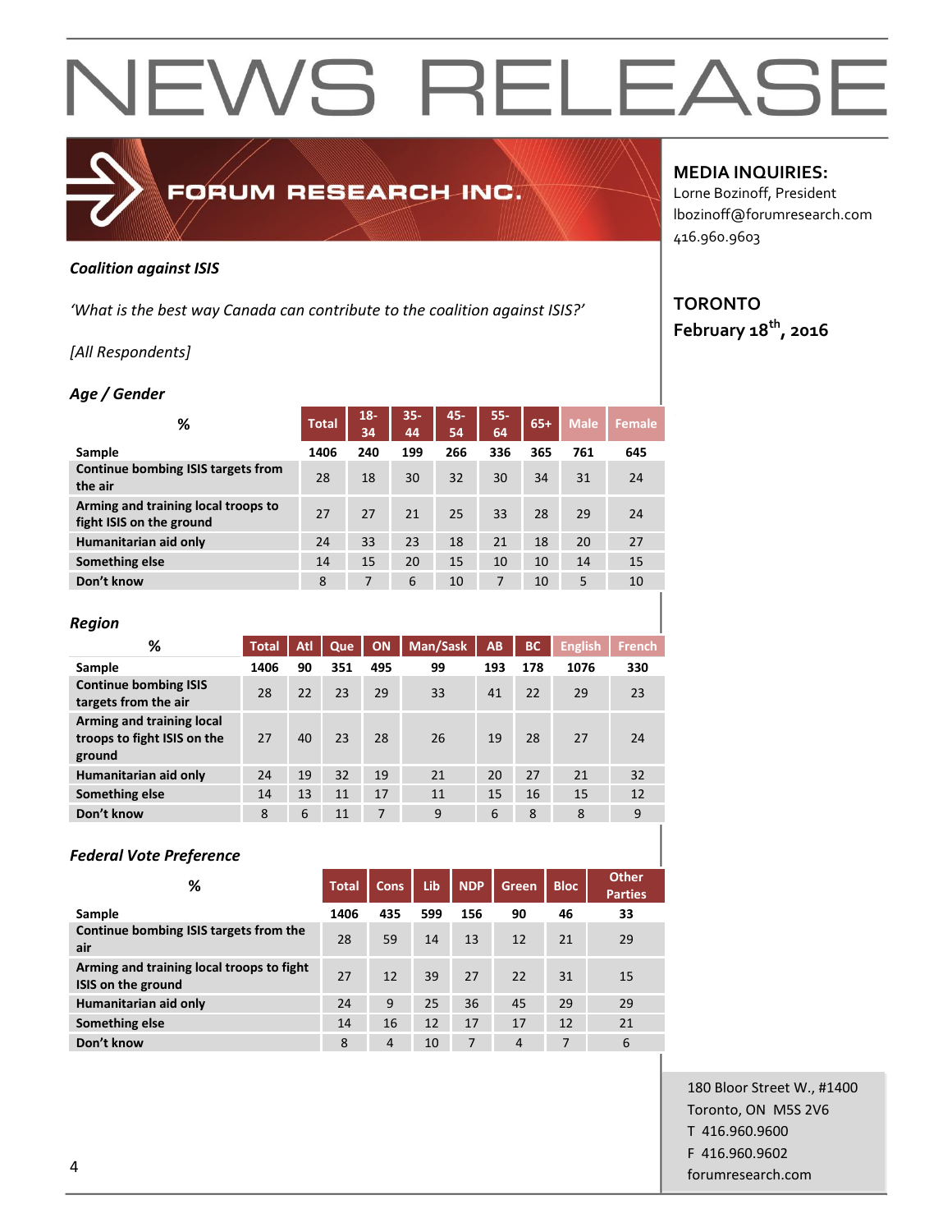# NEWS RELEASE

FORUM RESEARCH INC.

**MEDIA INQUIRIES:**
Lorne Bozinoff, President
lbozinoff@forumresearch.com
416.960.9603

**TORONTO**
**February 18th, 2016**

***Coalition against ISIS***

*'What is the best way Canada can contribute to the coalition against ISIS?'*

*[All Respondents]*

***Age / Gender***

| % | Total | 18-34 | 35-44 | 45-54 | 55-64 | 65+ | Male | Female |
|---|---|---|---|---|---|---|---|---|
| **Sample** | **1406** | **240** | **199** | **266** | **336** | **365** | **761** | **645** |
| **Continue bombing ISIS targets from the air** | 28 | 18 | 30 | 32 | 30 | 34 | 31 | 24 |
| **Arming and training local troops to fight ISIS on the ground** | 27 | 27 | 21 | 25 | 33 | 28 | 29 | 24 |
| **Humanitarian aid only** | 24 | 33 | 23 | 18 | 21 | 18 | 20 | 27 |
| **Something else** | 14 | 15 | 20 | 15 | 10 | 10 | 14 | 15 |
| **Don't know** | 8 | 7 | 6 | 10 | 7 | 10 | 5 | 10 |

***Region***

| % | Total | Atl | Que | ON | Man/Sask | AB | BC | English | French |
|---|---|---|---|---|---|---|---|---|---|
| **Sample** | **1406** | **90** | **351** | **495** | **99** | **193** | **178** | **1076** | **330** |
| **Continue bombing ISIS targets from the air** | 28 | 22 | 23 | 29 | 33 | 41 | 22 | 29 | 23 |
| **Arming and training local troops to fight ISIS on the ground** | 27 | 40 | 23 | 28 | 26 | 19 | 28 | 27 | 24 |
| **Humanitarian aid only** | 24 | 19 | 32 | 19 | 21 | 20 | 27 | 21 | 32 |
| **Something else** | 14 | 13 | 11 | 17 | 11 | 15 | 16 | 15 | 12 |
| **Don't know** | 8 | 6 | 11 | 7 | 9 | 6 | 8 | 8 | 9 |

***Federal Vote Preference***

| % | Total | Cons | Lib | NDP | Green | Bloc | Other Parties |
|---|---|---|---|---|---|---|---|
| **Sample** | **1406** | **435** | **599** | **156** | **90** | **46** | **33** |
| **Continue bombing ISIS targets from the air** | 28 | 59 | 14 | 13 | 12 | 21 | 29 |
| **Arming and training local troops to fight ISIS on the ground** | 27 | 12 | 39 | 27 | 22 | 31 | 15 |
| **Humanitarian aid only** | 24 | 9 | 25 | 36 | 45 | 29 | 29 |
| **Something else** | 14 | 16 | 12 | 17 | 17 | 12 | 21 |
| **Don't know** | 8 | 4 | 10 | 7 | 4 | 7 | 6 |

180 Bloor Street W., #1400
Toronto, ON M5S 2V6
T 416.960.9600
F 416.960.9602
forumresearch.com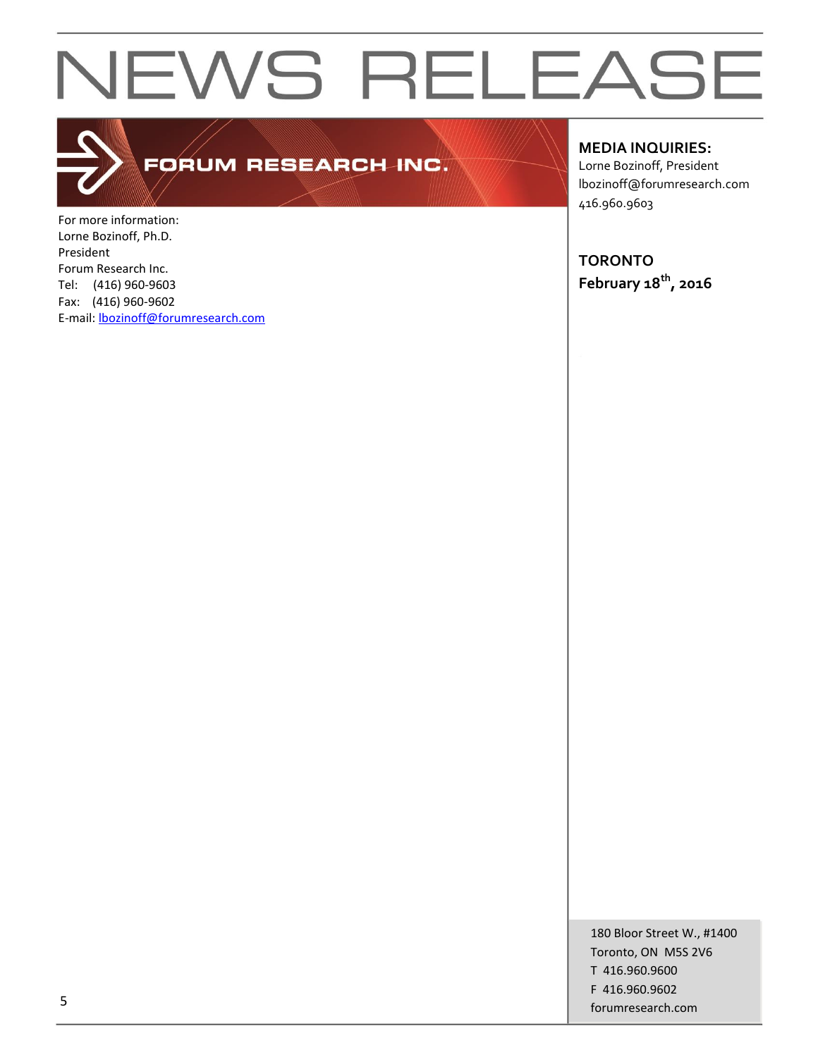# NEWS RELEASE

FORUM RESEARCH INC.

For more information:
Lorne Bozinoff, Ph.D.
President
Forum Research Inc.
Tel: (416) 960-9603
Fax: (416) 960-9602
E-mail: lbozinoff@forumresearch.com

**MEDIA INQUIRIES:**
Lorne Bozinoff, President
lbozinoff@forumresearch.com
416.960.9603

**TORONTO**
**February 18th, 2016**

180 Bloor Street W., #1400
Toronto, ON M5S 2V6
T 416.960.9600
F 416.960.9602
forumresearch.com